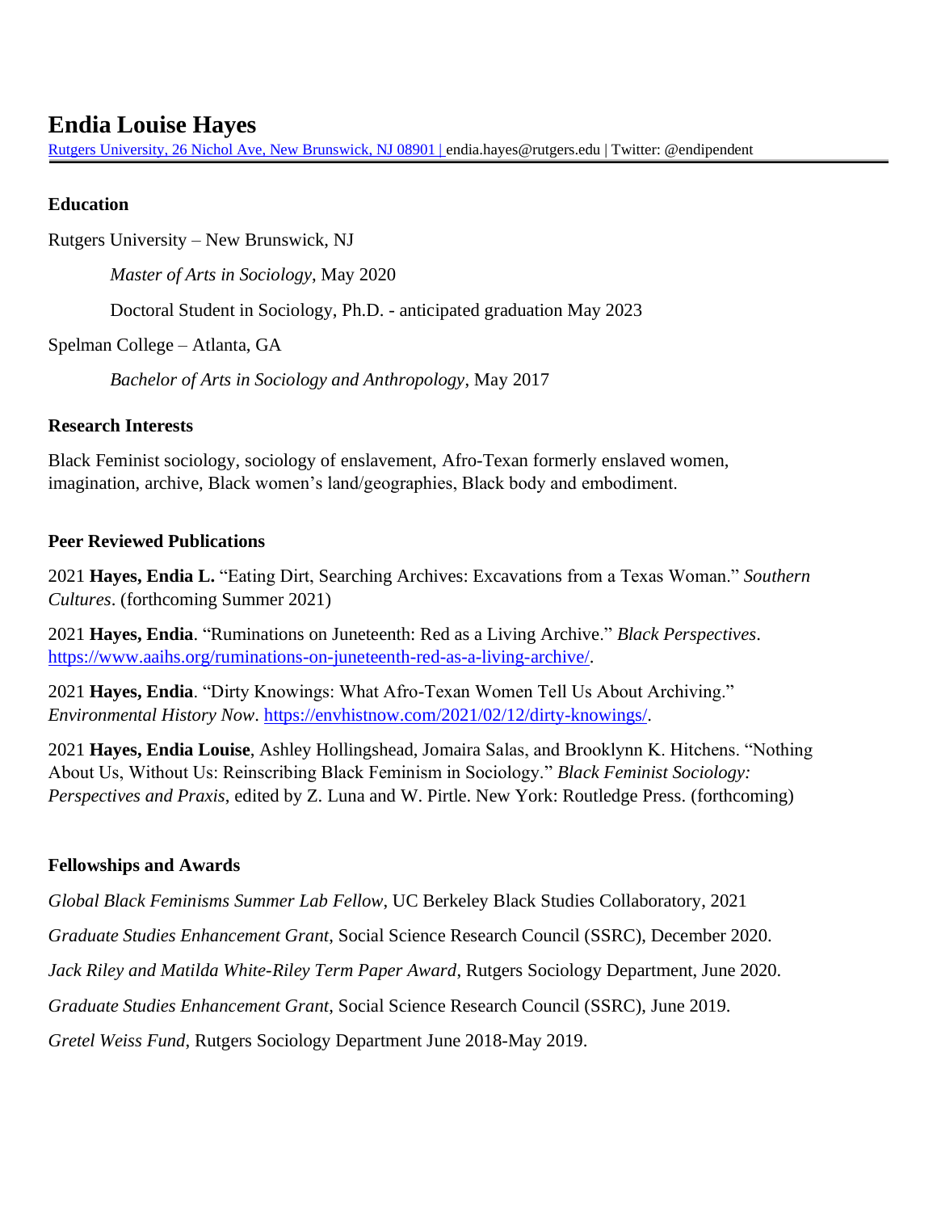# Endia Louise Hayes

[Rutgers University, 26 Nichol Ave, New Brunswick, NJ 08901 | ](https://www.google.com/maps/search/Rutgers+University,+26+Nichol+Ave,+New+Brunswick,+NJ+08901) endia.hayes@rutgers.edu | Twitter: @endipendent

## Education

Rutgers University – New Brunswick, NJ

*Master of Arts in Sociology*, May 2020

Doctoral Student in Sociology, Ph.D. - anticipated graduation May 2023

Spelman College – Atlanta, GA

*Bachelor of Arts in Sociology and Anthropology*, May 2017

## Research Interests

Black Feminist sociology, sociology of enslavement, Afro-Texan formerly enslaved women, imagination, archive, Black women's land/geographies, Black body and embodiment.

## Peer Reviewed Publications

2021 **Hayes, Endia L.** "Eating Dirt, Searching Archives: Excavations from a Texas Woman." *Southern Cultures*. (forthcoming Summer 2021)

2021 **Hayes, Endia**. "Ruminations on Juneteenth: Red as a Living Archive." *Black Perspectives*. https://www.aaihs.org/ruminations-on-juneteenth-red-as-a-living-archive/.

2021 **Hayes, Endia**. "Dirty Knowings: What Afro-Texan Women Tell Us About Archiving." *Environmental History Now*. https://envhistnow.com/2021/02/12/dirty-knowings/.

2021 **Hayes, Endia Louise**, Ashley Hollingshead, Jomaira Salas, and Brooklynn K. Hitchens. "Nothing About Us, Without Us: Reinscribing Black Feminism in Sociology." *Black Feminist Sociology: Perspectives and Praxis*, edited by Z. Luna and W. Pirtle. New York: Routledge Press. (forthcoming)

## Fellowships and Awards

*Global Black Feminisms Summer Lab Fellow*, UC Berkeley Black Studies Collaboratory, 2021

*Graduate Studies Enhancement Grant*, Social Science Research Council (SSRC), December 2020.

*Jack Riley and Matilda White-Riley Term Paper Award*, Rutgers Sociology Department, June 2020.

*Graduate Studies Enhancement Grant*, Social Science Research Council (SSRC), June 2019.

*Gretel Weiss Fund*, Rutgers Sociology Department June 2018-May 2019.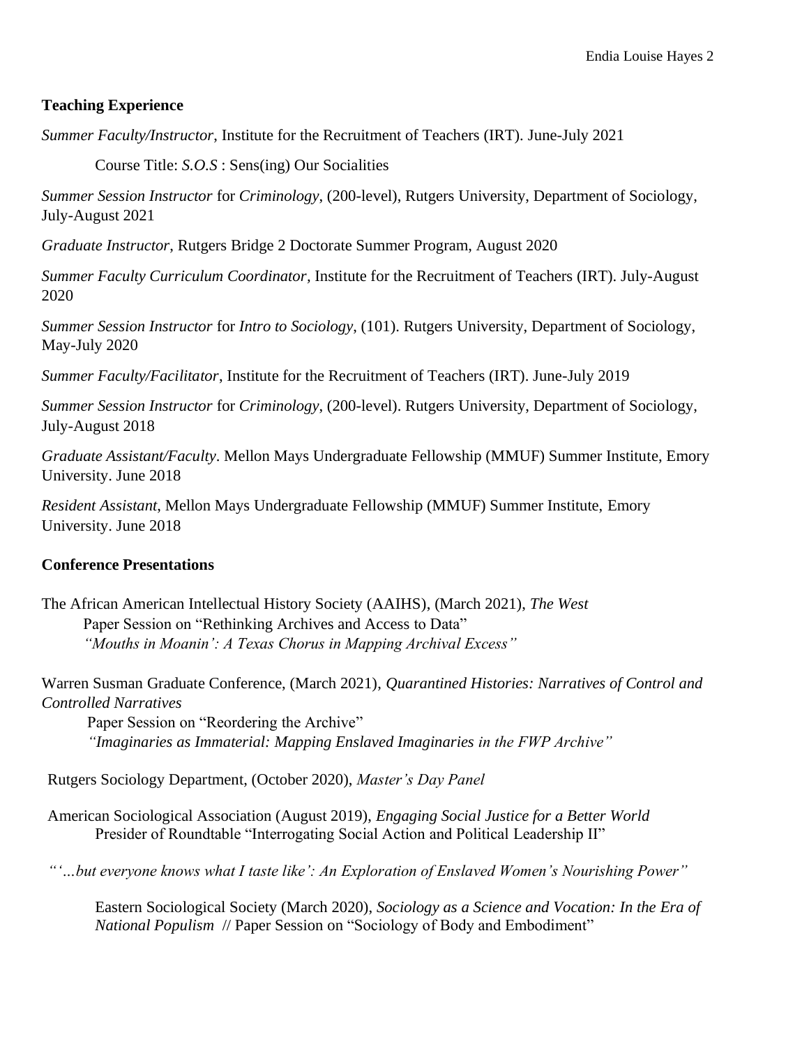**Teaching Experience**

*Summer Faculty/Instructor*, Institute for the Recruitment of Teachers (IRT). June-July 2021

Course Title: *S.O.S* : Sens(ing) Our Socialities

*Summer Session Instructor* for *Criminology*, (200-level), Rutgers University, Department of Sociology, July-August 2021

*Graduate Instructor*, Rutgers Bridge 2 Doctorate Summer Program, August 2020

*Summer Faculty Curriculum Coordinator*, Institute for the Recruitment of Teachers (IRT). July-August 2020

*Summer Session Instructor* for *Intro to Sociology*, (101). Rutgers University, Department of Sociology, May-July 2020

*Summer Faculty/Facilitator*, Institute for the Recruitment of Teachers (IRT). June-July 2019

*Summer Session Instructor* for *Criminology*, (200-level). Rutgers University, Department of Sociology, July-August 2018

*Graduate Assistant/Faculty*. Mellon Mays Undergraduate Fellowship (MMUF) Summer Institute, Emory University. June 2018

*Resident Assistant*, Mellon Mays Undergraduate Fellowship (MMUF) Summer Institute, Emory University. June 2018

**Conference Presentations**

The African American Intellectual History Society (AAIHS), (March 2021), *The West*
Paper Session on "Rethinking Archives and Access to Data"
*"Mouths in Moanin': A Texas Chorus in Mapping Archival Excess"*

Warren Susman Graduate Conference, (March 2021), *Quarantined Histories: Narratives of Control and Controlled Narratives*
Paper Session on "Reordering the Archive"
*"Imaginaries as Immaterial: Mapping Enslaved Imaginaries in the FWP Archive"*

Rutgers Sociology Department, (October 2020), *Master's Day Panel*

American Sociological Association (August 2019), *Engaging Social Justice for a Better World*
Presider of Roundtable "Interrogating Social Action and Political Leadership II"

*"'…but everyone knows what I taste like': An Exploration of Enslaved Women's Nourishing Power"*

Eastern Sociological Society (March 2020), *Sociology as a Science and Vocation: In the Era of National Populism* // Paper Session on "Sociology of Body and Embodiment"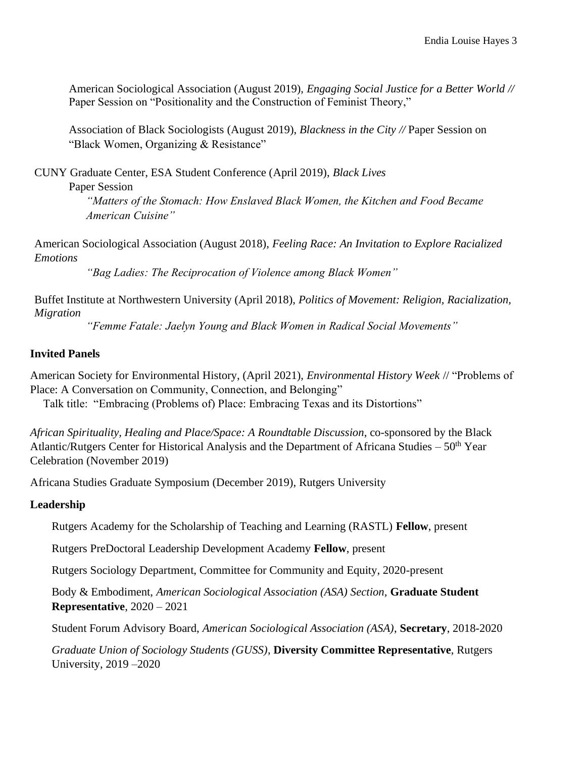American Sociological Association (August 2019), *Engaging Social Justice for a Better World //* Paper Session on "Positionality and the Construction of Feminist Theory,"

Association of Black Sociologists (August 2019), *Blackness in the City //* Paper Session on "Black Women, Organizing & Resistance"

CUNY Graduate Center, ESA Student Conference (April 2019), *Black Lives*
Paper Session
*"Matters of the Stomach: How Enslaved Black Women, the Kitchen and Food Became American Cuisine"*

American Sociological Association (August 2018), *Feeling Race: An Invitation to Explore Racialized Emotions*
*"Bag Ladies: The Reciprocation of Violence among Black Women"*

Buffet Institute at Northwestern University (April 2018), *Politics of Movement: Religion, Racialization, Migration*
*"Femme Fatale: Jaelyn Young and Black Women in Radical Social Movements"*

**Invited Panels**

American Society for Environmental History, (April 2021), *Environmental History Week* // "Problems of Place: A Conversation on Community, Connection, and Belonging"
Talk title: "Embracing (Problems of) Place: Embracing Texas and its Distortions"

*African Spirituality, Healing and Place/Space: A Roundtable Discussion*, co-sponsored by the Black Atlantic/Rutgers Center for Historical Analysis and the Department of Africana Studies – 50th Year Celebration (November 2019)

Africana Studies Graduate Symposium (December 2019), Rutgers University

**Leadership**

Rutgers Academy for the Scholarship of Teaching and Learning (RASTL) **Fellow**, present

Rutgers PreDoctoral Leadership Development Academy **Fellow**, present

Rutgers Sociology Department, Committee for Community and Equity, 2020-present

Body & Embodiment, *American Sociological Association (ASA) Section*, **Graduate Student Representative**, 2020 – 2021

Student Forum Advisory Board, *American Sociological Association (ASA)*, **Secretary**, 2018-2020

*Graduate Union of Sociology Students (GUSS)*, **Diversity Committee Representative**, Rutgers University, 2019 –2020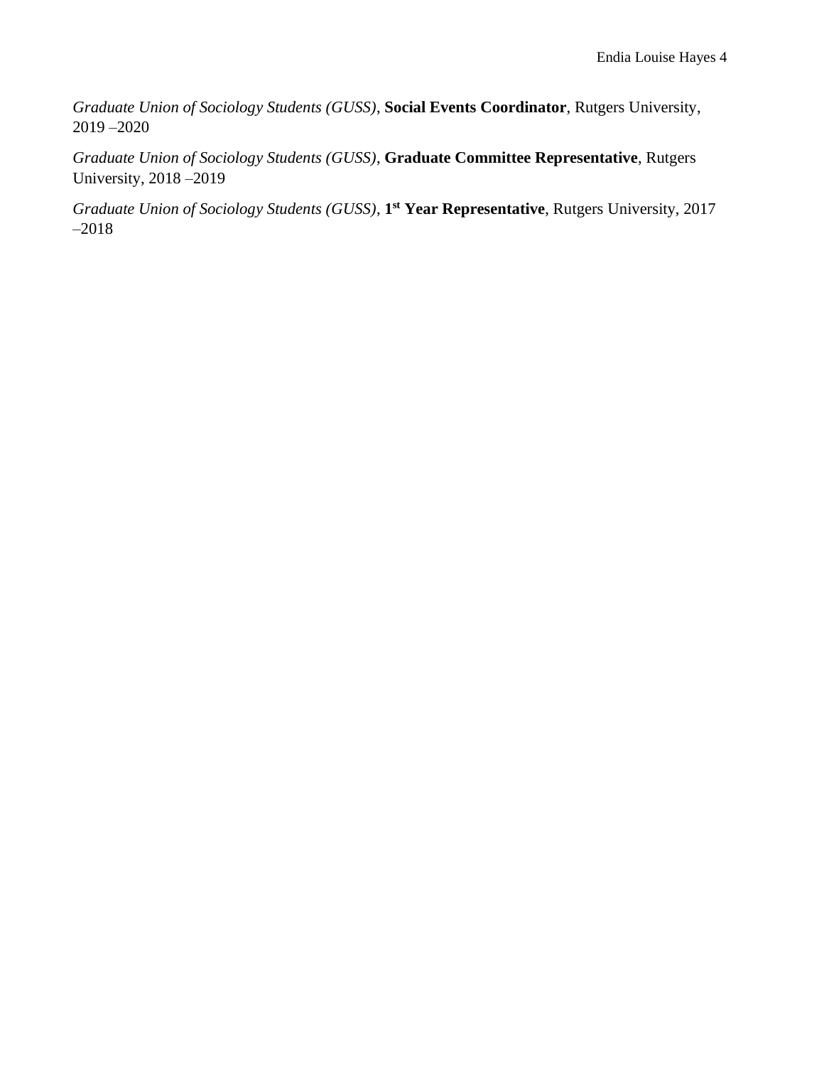*Graduate Union of Sociology Students (GUSS)*, **Social Events Coordinator**, Rutgers University, 2019 –2020

*Graduate Union of Sociology Students (GUSS)*, **Graduate Committee Representative**, Rutgers University, 2018 –2019

*Graduate Union of Sociology Students (GUSS)*, **1st Year Representative**, Rutgers University, 2017 –2018